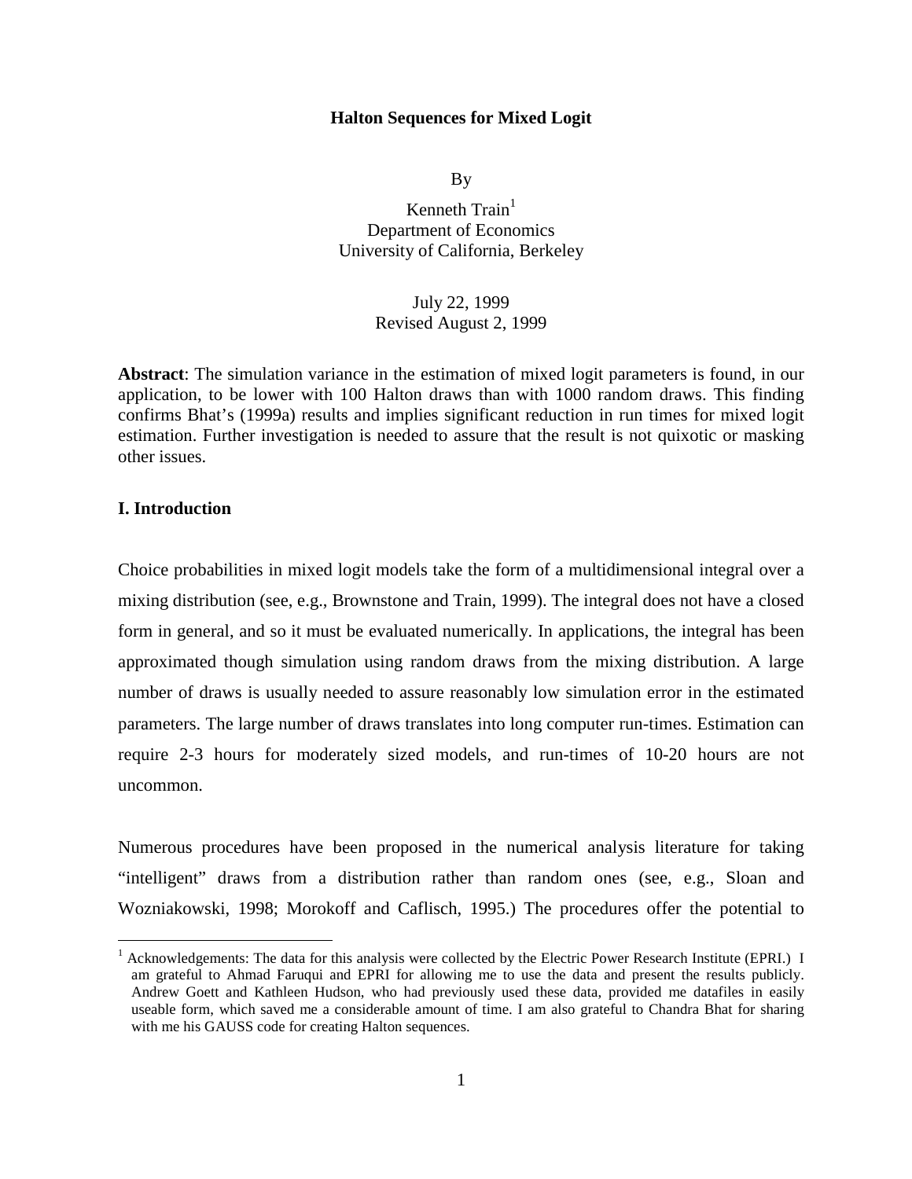# Halton Sequences for Mixed Logit

By

Kenneth Train[1]
Department of Economics
University of California, Berkeley

July 22, 1999
Revised August 2, 1999

**Abstract**: The simulation variance in the estimation of mixed logit parameters is found, in our application, to be lower with 100 Halton draws than with 1000 random draws. This finding confirms Bhat's (1999a) results and implies significant reduction in run times for mixed logit estimation. Further investigation is needed to assure that the result is not quixotic or masking other issues.

## I. Introduction

Choice probabilities in mixed logit models take the form of a multidimensional integral over a mixing distribution (see, e.g., Brownstone and Train, 1999). The integral does not have a closed form in general, and so it must be evaluated numerically. In applications, the integral has been approximated though simulation using random draws from the mixing distribution. A large number of draws is usually needed to assure reasonably low simulation error in the estimated parameters. The large number of draws translates into long computer run-times. Estimation can require 2-3 hours for moderately sized models, and run-times of 10-20 hours are not uncommon.

Numerous procedures have been proposed in the numerical analysis literature for taking "intelligent" draws from a distribution rather than random ones (see, e.g., Sloan and Wozniakowski, 1998; Morokoff and Caflisch, 1995.) The procedures offer the potential to

[1] Acknowledgements: The data for this analysis were collected by the Electric Power Research Institute (EPRI.) I am grateful to Ahmad Faruqui and EPRI for allowing me to use the data and present the results publicly. Andrew Goett and Kathleen Hudson, who had previously used these data, provided me datafiles in easily useable form, which saved me a considerable amount of time. I am also grateful to Chandra Bhat for sharing with me his GAUSS code for creating Halton sequences.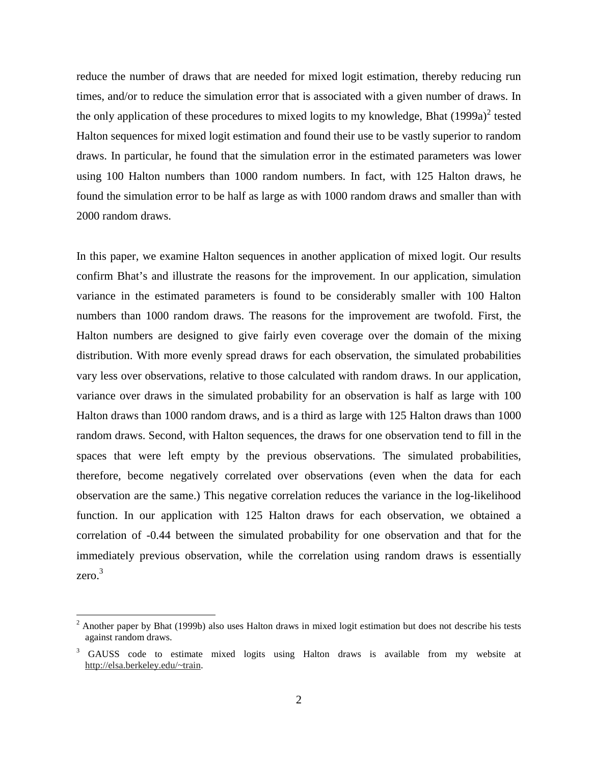reduce the number of draws that are needed for mixed logit estimation, thereby reducing run times, and/or to reduce the simulation error that is associated with a given number of draws. In the only application of these procedures to mixed logits to my knowledge, Bhat (1999a)[2] tested Halton sequences for mixed logit estimation and found their use to be vastly superior to random draws. In particular, he found that the simulation error in the estimated parameters was lower using 100 Halton numbers than 1000 random numbers. In fact, with 125 Halton draws, he found the simulation error to be half as large as with 1000 random draws and smaller than with 2000 random draws.

In this paper, we examine Halton sequences in another application of mixed logit. Our results confirm Bhat's and illustrate the reasons for the improvement. In our application, simulation variance in the estimated parameters is found to be considerably smaller with 100 Halton numbers than 1000 random draws. The reasons for the improvement are twofold. First, the Halton numbers are designed to give fairly even coverage over the domain of the mixing distribution. With more evenly spread draws for each observation, the simulated probabilities vary less over observations, relative to those calculated with random draws. In our application, variance over draws in the simulated probability for an observation is half as large with 100 Halton draws than 1000 random draws, and is a third as large with 125 Halton draws than 1000 random draws. Second, with Halton sequences, the draws for one observation tend to fill in the spaces that were left empty by the previous observations. The simulated probabilities, therefore, become negatively correlated over observations (even when the data for each observation are the same.) This negative correlation reduces the variance in the log-likelihood function. In our application with 125 Halton draws for each observation, we obtained a correlation of -0.44 between the simulated probability for one observation and that for the immediately previous observation, while the correlation using random draws is essentially zero.[3]

---

[2] Another paper by Bhat (1999b) also uses Halton draws in mixed logit estimation but does not describe his tests against random draws.

[3] GAUSS code to estimate mixed logits using Halton draws is available from my website at http://elsa.berkeley.edu/~train.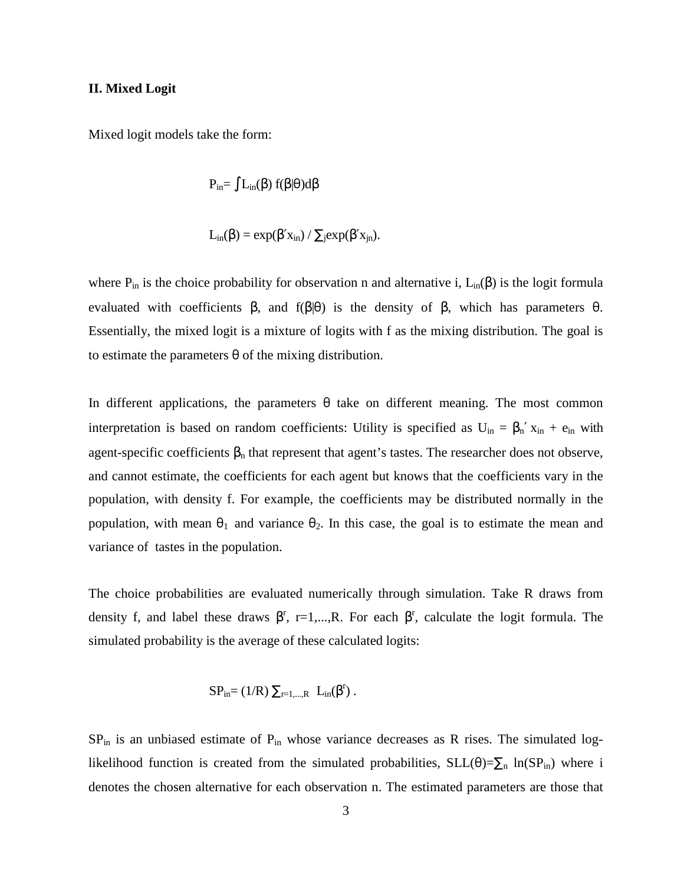**II. Mixed Logit**

Mixed logit models take the form:

$$P_{in}= \int L_{in}(\beta)\, f(\beta|\theta)d\beta$$

$$L_{in}(\beta) = \exp(\beta' x_{in}) / \sum_j \exp(\beta' x_{jn}).$$

where $P_{in}$ is the choice probability for observation n and alternative i, $L_{in}(\beta)$ is the logit formula evaluated with coefficients $\beta$, and $f(\beta|\theta)$ is the density of $\beta$, which has parameters $\theta$. Essentially, the mixed logit is a mixture of logits with f as the mixing distribution. The goal is to estimate the parameters $\theta$ of the mixing distribution.

In different applications, the parameters $\theta$ take on different meaning. The most common interpretation is based on random coefficients: Utility is specified as $U_{in} = \beta_n' x_{in} + e_{in}$ with agent-specific coefficients $\beta_n$ that represent that agent's tastes. The researcher does not observe, and cannot estimate, the coefficients for each agent but knows that the coefficients vary in the population, with density f. For example, the coefficients may be distributed normally in the population, with mean $\theta_1$ and variance $\theta_2$. In this case, the goal is to estimate the mean and variance of tastes in the population.

The choice probabilities are evaluated numerically through simulation. Take R draws from density f, and label these draws $\beta^r$, r=1,...,R. For each $\beta^r$, calculate the logit formula. The simulated probability is the average of these calculated logits:

$$SP_{in}= (1/R) \sum_{r=1,...,R} L_{in}(\beta^r) .$$

$SP_{in}$ is an unbiased estimate of $P_{in}$ whose variance decreases as R rises. The simulated log-likelihood function is created from the simulated probabilities, $SLL(\theta)=\sum_n \ln(SP_{in})$ where i denotes the chosen alternative for each observation n. The estimated parameters are those that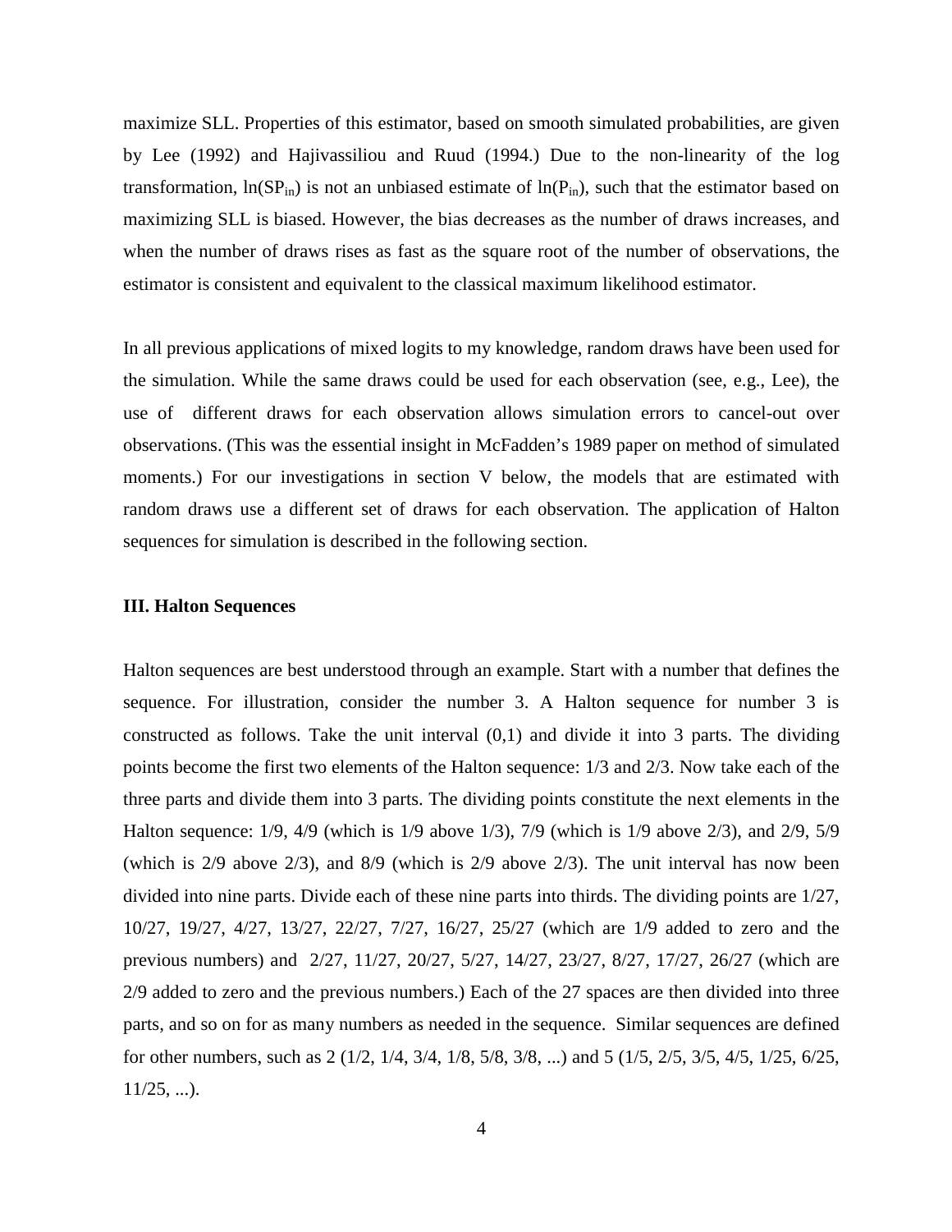maximize SLL. Properties of this estimator, based on smooth simulated probabilities, are given by Lee (1992) and Hajivassiliou and Ruud (1994.) Due to the non-linearity of the log transformation, $\ln(SP_{in})$ is not an unbiased estimate of $\ln(P_{in})$, such that the estimator based on maximizing SLL is biased. However, the bias decreases as the number of draws increases, and when the number of draws rises as fast as the square root of the number of observations, the estimator is consistent and equivalent to the classical maximum likelihood estimator.

In all previous applications of mixed logits to my knowledge, random draws have been used for the simulation. While the same draws could be used for each observation (see, e.g., Lee), the use of different draws for each observation allows simulation errors to cancel-out over observations. (This was the essential insight in McFadden's 1989 paper on method of simulated moments.) For our investigations in section V below, the models that are estimated with random draws use a different set of draws for each observation. The application of Halton sequences for simulation is described in the following section.

### III. Halton Sequences

Halton sequences are best understood through an example. Start with a number that defines the sequence. For illustration, consider the number 3. A Halton sequence for number 3 is constructed as follows. Take the unit interval (0,1) and divide it into 3 parts. The dividing points become the first two elements of the Halton sequence: 1/3 and 2/3. Now take each of the three parts and divide them into 3 parts. The dividing points constitute the next elements in the Halton sequence: 1/9, 4/9 (which is 1/9 above 1/3), 7/9 (which is 1/9 above 2/3), and 2/9, 5/9 (which is 2/9 above 2/3), and 8/9 (which is 2/9 above 2/3). The unit interval has now been divided into nine parts. Divide each of these nine parts into thirds. The dividing points are 1/27, 10/27, 19/27, 4/27, 13/27, 22/27, 7/27, 16/27, 25/27 (which are 1/9 added to zero and the previous numbers) and 2/27, 11/27, 20/27, 5/27, 14/27, 23/27, 8/27, 17/27, 26/27 (which are 2/9 added to zero and the previous numbers.) Each of the 27 spaces are then divided into three parts, and so on for as many numbers as needed in the sequence. Similar sequences are defined for other numbers, such as 2 (1/2, 1/4, 3/4, 1/8, 5/8, 3/8, ...) and 5 (1/5, 2/5, 3/5, 4/5, 1/25, 6/25, 11/25, ...).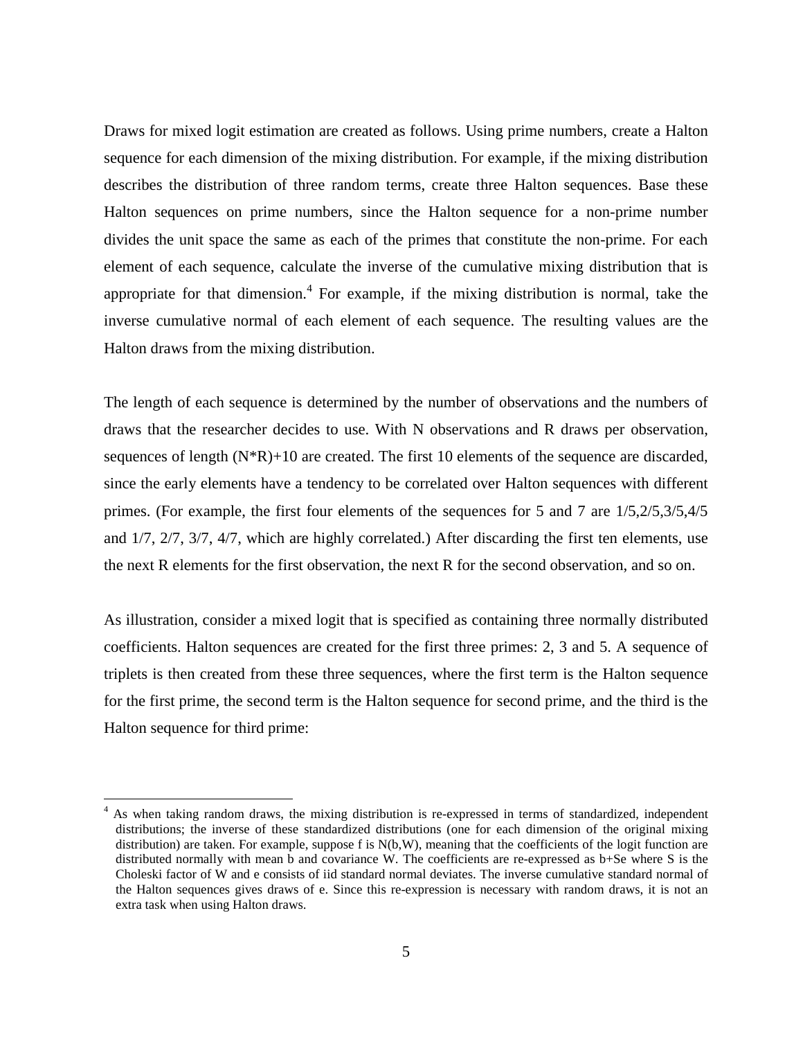Draws for mixed logit estimation are created as follows. Using prime numbers, create a Halton sequence for each dimension of the mixing distribution. For example, if the mixing distribution describes the distribution of three random terms, create three Halton sequences. Base these Halton sequences on prime numbers, since the Halton sequence for a non-prime number divides the unit space the same as each of the primes that constitute the non-prime. For each element of each sequence, calculate the inverse of the cumulative mixing distribution that is appropriate for that dimension.[4] For example, if the mixing distribution is normal, take the inverse cumulative normal of each element of each sequence. The resulting values are the Halton draws from the mixing distribution.

The length of each sequence is determined by the number of observations and the numbers of draws that the researcher decides to use. With N observations and R draws per observation, sequences of length (N*R)+10 are created. The first 10 elements of the sequence are discarded, since the early elements have a tendency to be correlated over Halton sequences with different primes. (For example, the first four elements of the sequences for 5 and 7 are 1/5,2/5,3/5,4/5 and 1/7, 2/7, 3/7, 4/7, which are highly correlated.) After discarding the first ten elements, use the next R elements for the first observation, the next R for the second observation, and so on.

As illustration, consider a mixed logit that is specified as containing three normally distributed coefficients. Halton sequences are created for the first three primes: 2, 3 and 5. A sequence of triplets is then created from these three sequences, where the first term is the Halton sequence for the first prime, the second term is the Halton sequence for second prime, and the third is the Halton sequence for third prime:

---

[4] As when taking random draws, the mixing distribution is re-expressed in terms of standardized, independent distributions; the inverse of these standardized distributions (one for each dimension of the original mixing distribution) are taken. For example, suppose f is N(b,W), meaning that the coefficients of the logit function are distributed normally with mean b and covariance W. The coefficients are re-expressed as b+Se where S is the Choleski factor of W and e consists of iid standard normal deviates. The inverse cumulative standard normal of the Halton sequences gives draws of e. Since this re-expression is necessary with random draws, it is not an extra task when using Halton draws.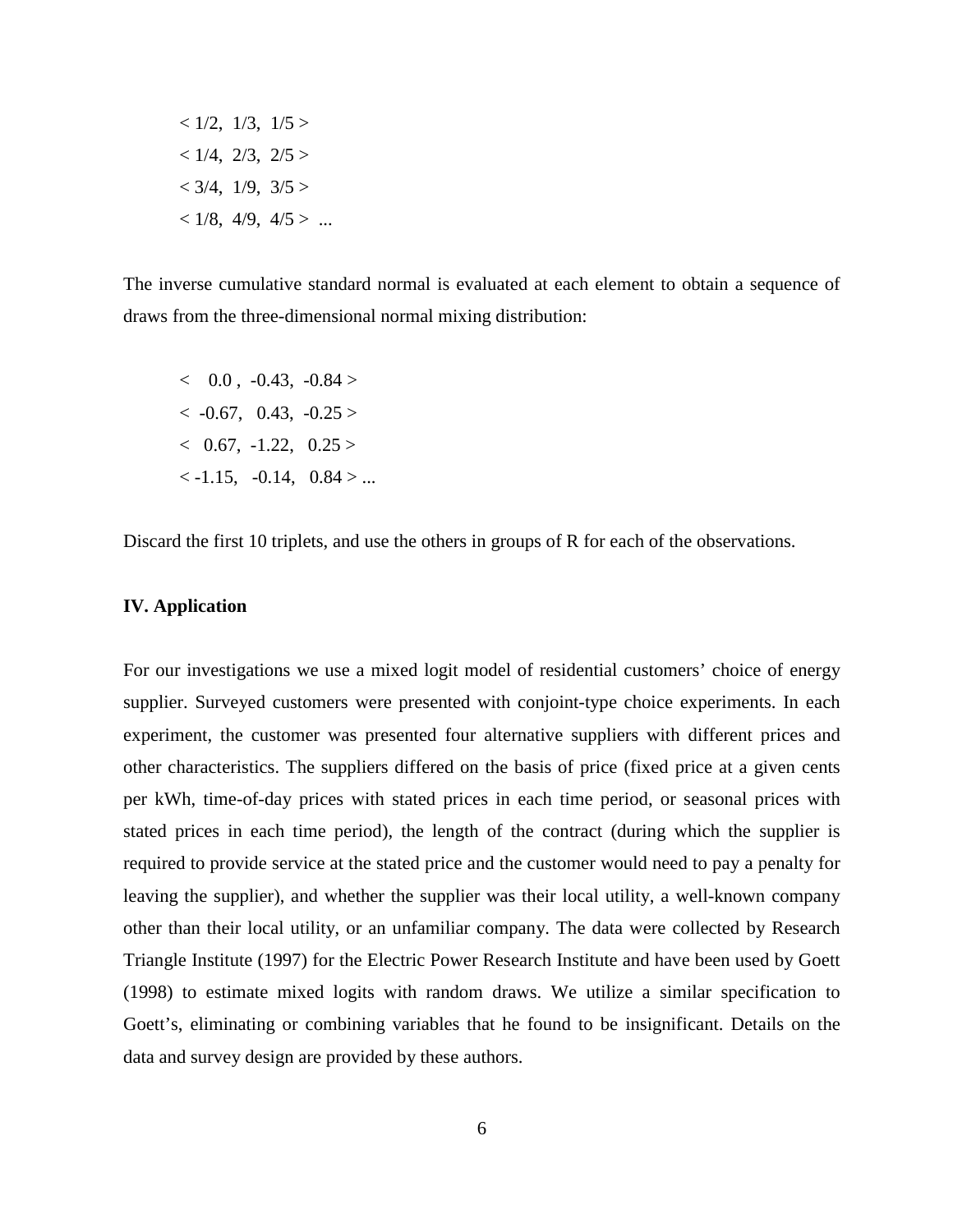$< 1/2,\ 1/3,\ 1/5 >$

$< 1/4,\ 2/3,\ 2/5 >$

$< 3/4,\ 1/9,\ 3/5 >$

$< 1/8,\ 4/9,\ 4/5 >$ ...

The inverse cumulative standard normal is evaluated at each element to obtain a sequence of draws from the three-dimensional normal mixing distribution:

$< 0.0,\ -0.43,\ -0.84 >$

$< -0.67,\ 0.43,\ -0.25 >$

$< 0.67,\ -1.22,\ 0.25 >$

$< -1.15,\ -0.14,\ 0.84 >$ ...

Discard the first 10 triplets, and use the others in groups of R for each of the observations.

### IV. Application

For our investigations we use a mixed logit model of residential customers' choice of energy supplier. Surveyed customers were presented with conjoint-type choice experiments. In each experiment, the customer was presented four alternative suppliers with different prices and other characteristics. The suppliers differed on the basis of price (fixed price at a given cents per kWh, time-of-day prices with stated prices in each time period, or seasonal prices with stated prices in each time period), the length of the contract (during which the supplier is required to provide service at the stated price and the customer would need to pay a penalty for leaving the supplier), and whether the supplier was their local utility, a well-known company other than their local utility, or an unfamiliar company. The data were collected by Research Triangle Institute (1997) for the Electric Power Research Institute and have been used by Goett (1998) to estimate mixed logits with random draws. We utilize a similar specification to Goett's, eliminating or combining variables that he found to be insignificant. Details on the data and survey design are provided by these authors.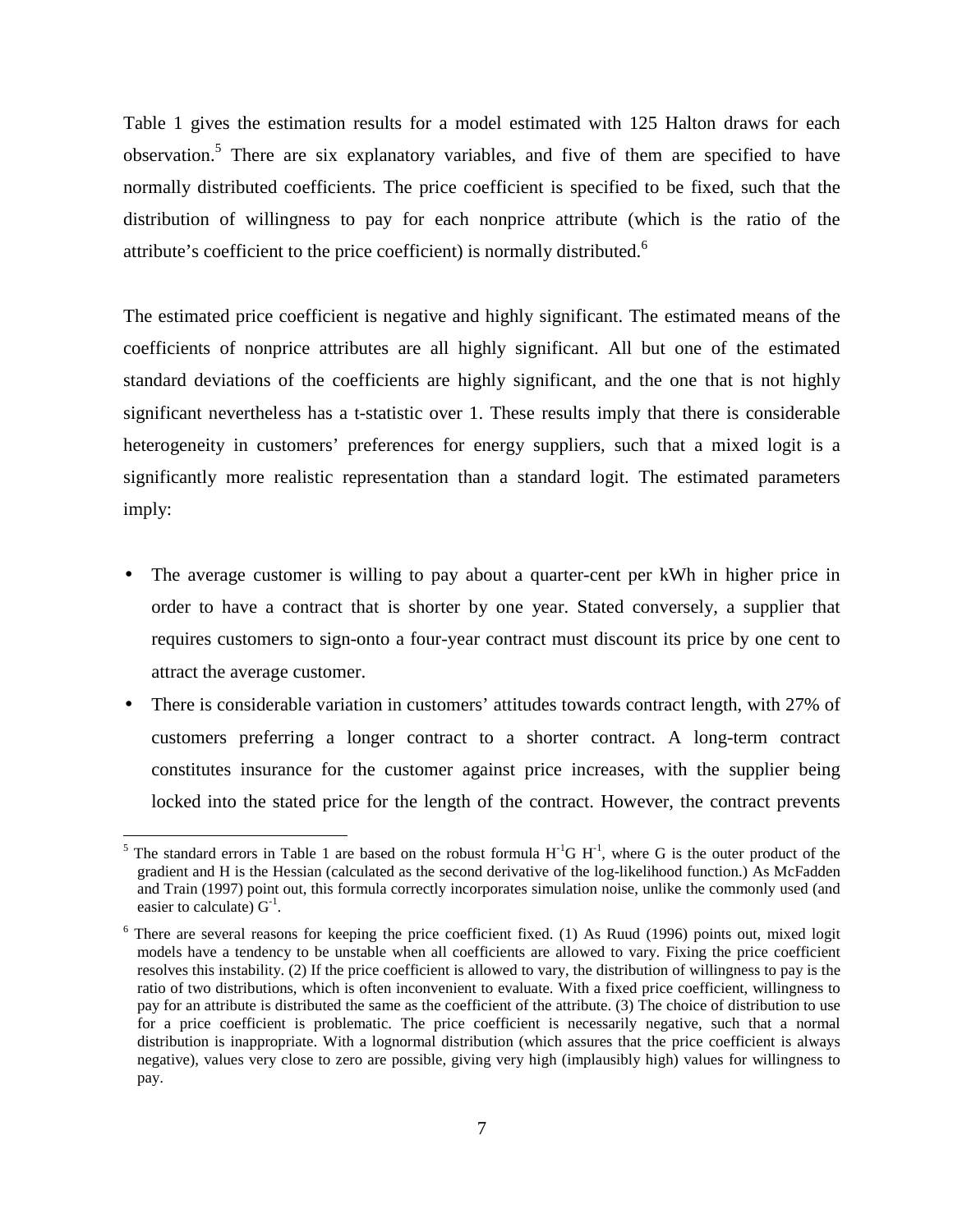Table 1 gives the estimation results for a model estimated with 125 Halton draws for each observation.[5] There are six explanatory variables, and five of them are specified to have normally distributed coefficients. The price coefficient is specified to be fixed, such that the distribution of willingness to pay for each nonprice attribute (which is the ratio of the attribute's coefficient to the price coefficient) is normally distributed.[6]

The estimated price coefficient is negative and highly significant. The estimated means of the coefficients of nonprice attributes are all highly significant. All but one of the estimated standard deviations of the coefficients are highly significant, and the one that is not highly significant nevertheless has a t-statistic over 1. These results imply that there is considerable heterogeneity in customers' preferences for energy suppliers, such that a mixed logit is a significantly more realistic representation than a standard logit. The estimated parameters imply:

- The average customer is willing to pay about a quarter-cent per kWh in higher price in order to have a contract that is shorter by one year. Stated conversely, a supplier that requires customers to sign-onto a four-year contract must discount its price by one cent to attract the average customer.
- There is considerable variation in customers' attitudes towards contract length, with 27% of customers preferring a longer contract to a shorter contract. A long-term contract constitutes insurance for the customer against price increases, with the supplier being locked into the stated price for the length of the contract. However, the contract prevents

---

[5] The standard errors in Table 1 are based on the robust formula $H^{-1}G\ H^{-1}$, where G is the outer product of the gradient and H is the Hessian (calculated as the second derivative of the log-likelihood function.) As McFadden and Train (1997) point out, this formula correctly incorporates simulation noise, unlike the commonly used (and easier to calculate) $G^{-1}$.

[6] There are several reasons for keeping the price coefficient fixed. (1) As Ruud (1996) points out, mixed logit models have a tendency to be unstable when all coefficients are allowed to vary. Fixing the price coefficient resolves this instability. (2) If the price coefficient is allowed to vary, the distribution of willingness to pay is the ratio of two distributions, which is often inconvenient to evaluate. With a fixed price coefficient, willingness to pay for an attribute is distributed the same as the coefficient of the attribute. (3) The choice of distribution to use for a price coefficient is problematic. The price coefficient is necessarily negative, such that a normal distribution is inappropriate. With a lognormal distribution (which assures that the price coefficient is always negative), values very close to zero are possible, giving very high (implausibly high) values for willingness to pay.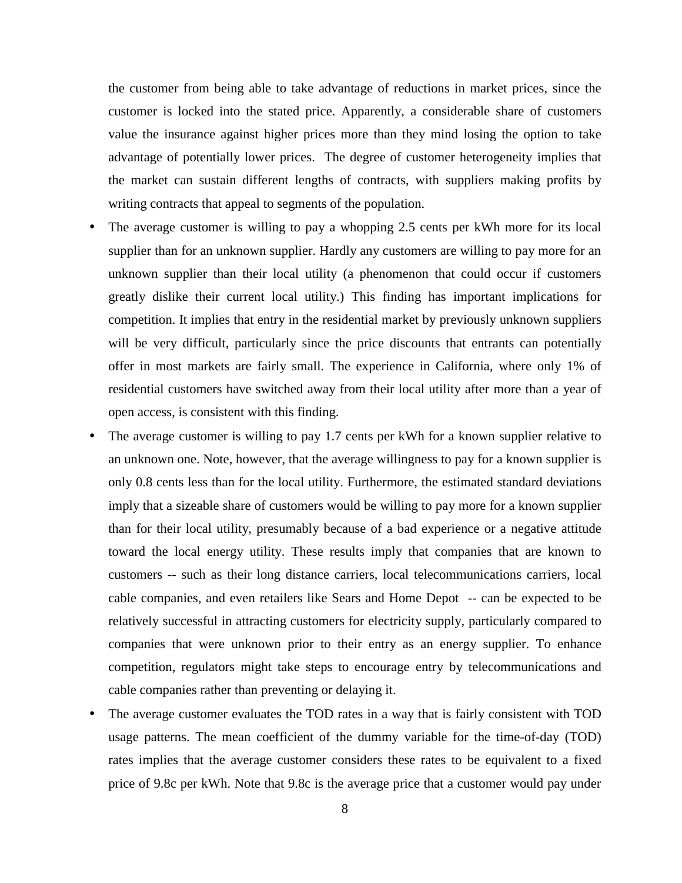the customer from being able to take advantage of reductions in market prices, since the customer is locked into the stated price. Apparently, a considerable share of customers value the insurance against higher prices more than they mind losing the option to take advantage of potentially lower prices. The degree of customer heterogeneity implies that the market can sustain different lengths of contracts, with suppliers making profits by writing contracts that appeal to segments of the population.

- The average customer is willing to pay a whopping 2.5 cents per kWh more for its local supplier than for an unknown supplier. Hardly any customers are willing to pay more for an unknown supplier than their local utility (a phenomenon that could occur if customers greatly dislike their current local utility.) This finding has important implications for competition. It implies that entry in the residential market by previously unknown suppliers will be very difficult, particularly since the price discounts that entrants can potentially offer in most markets are fairly small. The experience in California, where only 1% of residential customers have switched away from their local utility after more than a year of open access, is consistent with this finding.
- The average customer is willing to pay 1.7 cents per kWh for a known supplier relative to an unknown one. Note, however, that the average willingness to pay for a known supplier is only 0.8 cents less than for the local utility. Furthermore, the estimated standard deviations imply that a sizeable share of customers would be willing to pay more for a known supplier than for their local utility, presumably because of a bad experience or a negative attitude toward the local energy utility. These results imply that companies that are known to customers -- such as their long distance carriers, local telecommunications carriers, local cable companies, and even retailers like Sears and Home Depot -- can be expected to be relatively successful in attracting customers for electricity supply, particularly compared to companies that were unknown prior to their entry as an energy supplier. To enhance competition, regulators might take steps to encourage entry by telecommunications and cable companies rather than preventing or delaying it.
- The average customer evaluates the TOD rates in a way that is fairly consistent with TOD usage patterns. The mean coefficient of the dummy variable for the time-of-day (TOD) rates implies that the average customer considers these rates to be equivalent to a fixed price of 9.8c per kWh. Note that 9.8c is the average price that a customer would pay under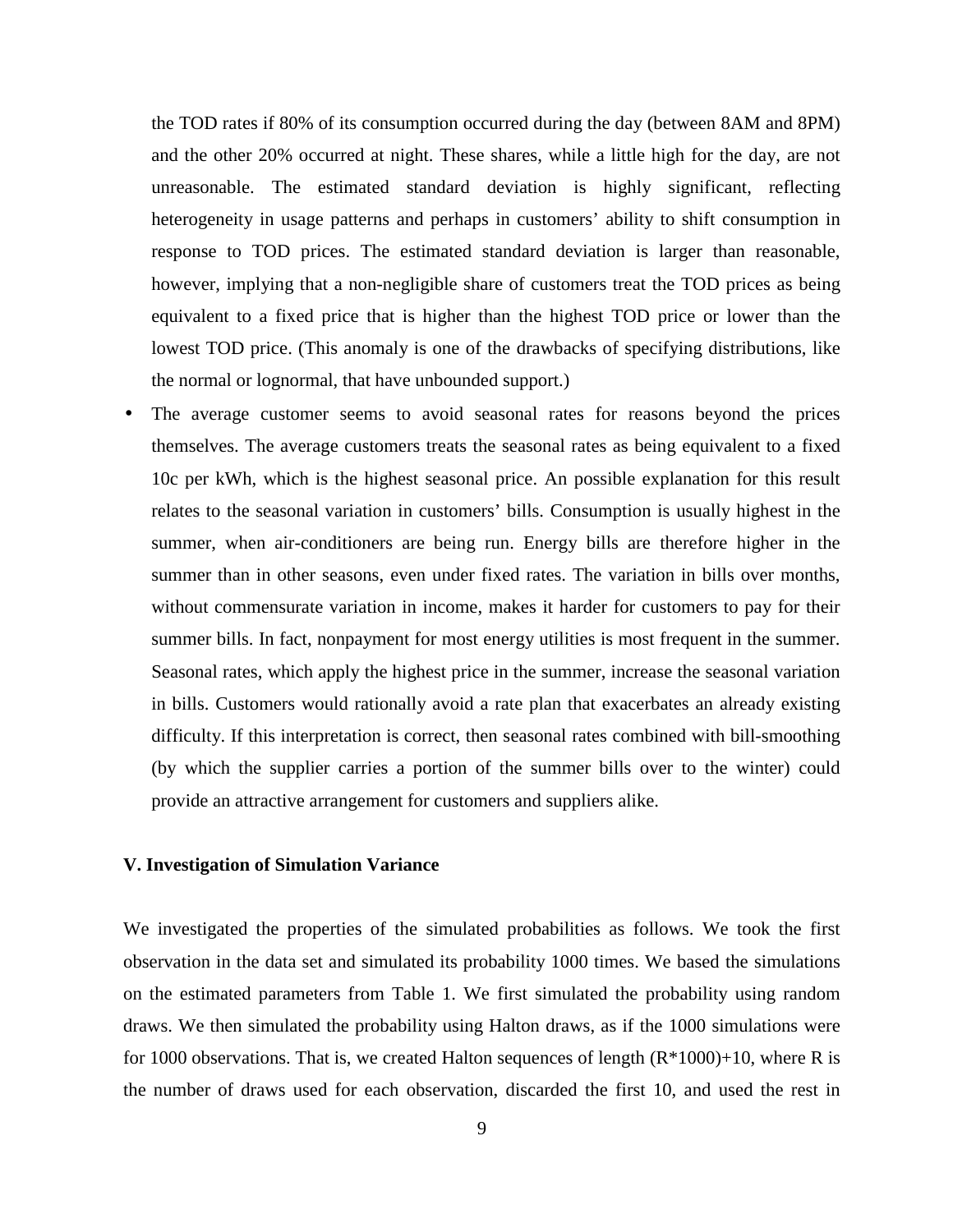the TOD rates if 80% of its consumption occurred during the day (between 8AM and 8PM) and the other 20% occurred at night. These shares, while a little high for the day, are not unreasonable. The estimated standard deviation is highly significant, reflecting heterogeneity in usage patterns and perhaps in customers' ability to shift consumption in response to TOD prices. The estimated standard deviation is larger than reasonable, however, implying that a non-negligible share of customers treat the TOD prices as being equivalent to a fixed price that is higher than the highest TOD price or lower than the lowest TOD price. (This anomaly is one of the drawbacks of specifying distributions, like the normal or lognormal, that have unbounded support.)

- The average customer seems to avoid seasonal rates for reasons beyond the prices themselves. The average customers treats the seasonal rates as being equivalent to a fixed 10c per kWh, which is the highest seasonal price. An possible explanation for this result relates to the seasonal variation in customers' bills. Consumption is usually highest in the summer, when air-conditioners are being run. Energy bills are therefore higher in the summer than in other seasons, even under fixed rates. The variation in bills over months, without commensurate variation in income, makes it harder for customers to pay for their summer bills. In fact, nonpayment for most energy utilities is most frequent in the summer. Seasonal rates, which apply the highest price in the summer, increase the seasonal variation in bills. Customers would rationally avoid a rate plan that exacerbates an already existing difficulty. If this interpretation is correct, then seasonal rates combined with bill-smoothing (by which the supplier carries a portion of the summer bills over to the winter) could provide an attractive arrangement for customers and suppliers alike.

## V. Investigation of Simulation Variance

We investigated the properties of the simulated probabilities as follows. We took the first observation in the data set and simulated its probability 1000 times. We based the simulations on the estimated parameters from Table 1. We first simulated the probability using random draws. We then simulated the probability using Halton draws, as if the 1000 simulations were for 1000 observations. That is, we created Halton sequences of length (R*1000)+10, where R is the number of draws used for each observation, discarded the first 10, and used the rest in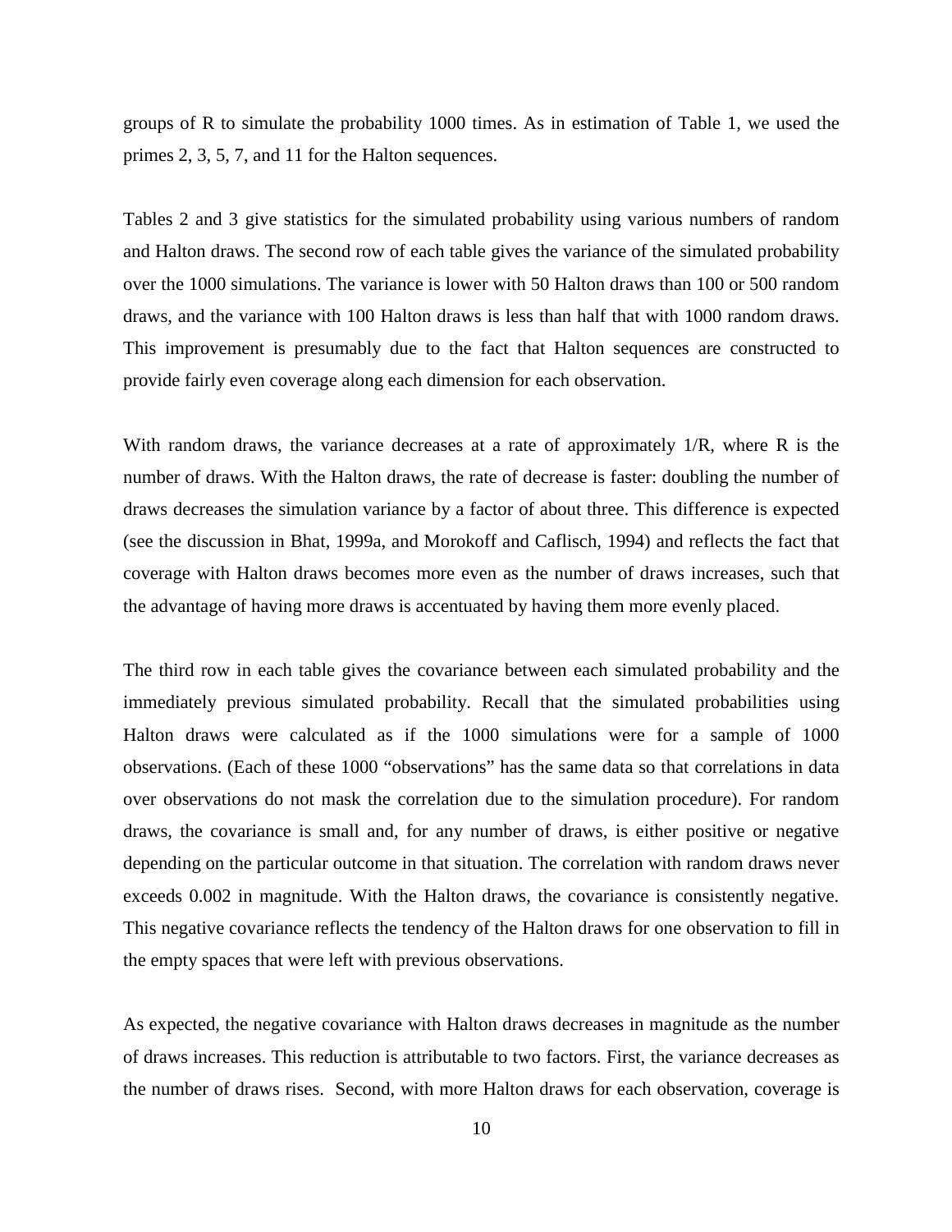groups of R to simulate the probability 1000 times. As in estimation of Table 1, we used the primes 2, 3, 5, 7, and 11 for the Halton sequences.

Tables 2 and 3 give statistics for the simulated probability using various numbers of random and Halton draws. The second row of each table gives the variance of the simulated probability over the 1000 simulations. The variance is lower with 50 Halton draws than 100 or 500 random draws, and the variance with 100 Halton draws is less than half that with 1000 random draws. This improvement is presumably due to the fact that Halton sequences are constructed to provide fairly even coverage along each dimension for each observation.

With random draws, the variance decreases at a rate of approximately 1/R, where R is the number of draws. With the Halton draws, the rate of decrease is faster: doubling the number of draws decreases the simulation variance by a factor of about three. This difference is expected (see the discussion in Bhat, 1999a, and Morokoff and Caflisch, 1994) and reflects the fact that coverage with Halton draws becomes more even as the number of draws increases, such that the advantage of having more draws is accentuated by having them more evenly placed.

The third row in each table gives the covariance between each simulated probability and the immediately previous simulated probability. Recall that the simulated probabilities using Halton draws were calculated as if the 1000 simulations were for a sample of 1000 observations. (Each of these 1000 "observations" has the same data so that correlations in data over observations do not mask the correlation due to the simulation procedure). For random draws, the covariance is small and, for any number of draws, is either positive or negative depending on the particular outcome in that situation. The correlation with random draws never exceeds 0.002 in magnitude. With the Halton draws, the covariance is consistently negative. This negative covariance reflects the tendency of the Halton draws for one observation to fill in the empty spaces that were left with previous observations.

As expected, the negative covariance with Halton draws decreases in magnitude as the number of draws increases. This reduction is attributable to two factors. First, the variance decreases as the number of draws rises. Second, with more Halton draws for each observation, coverage is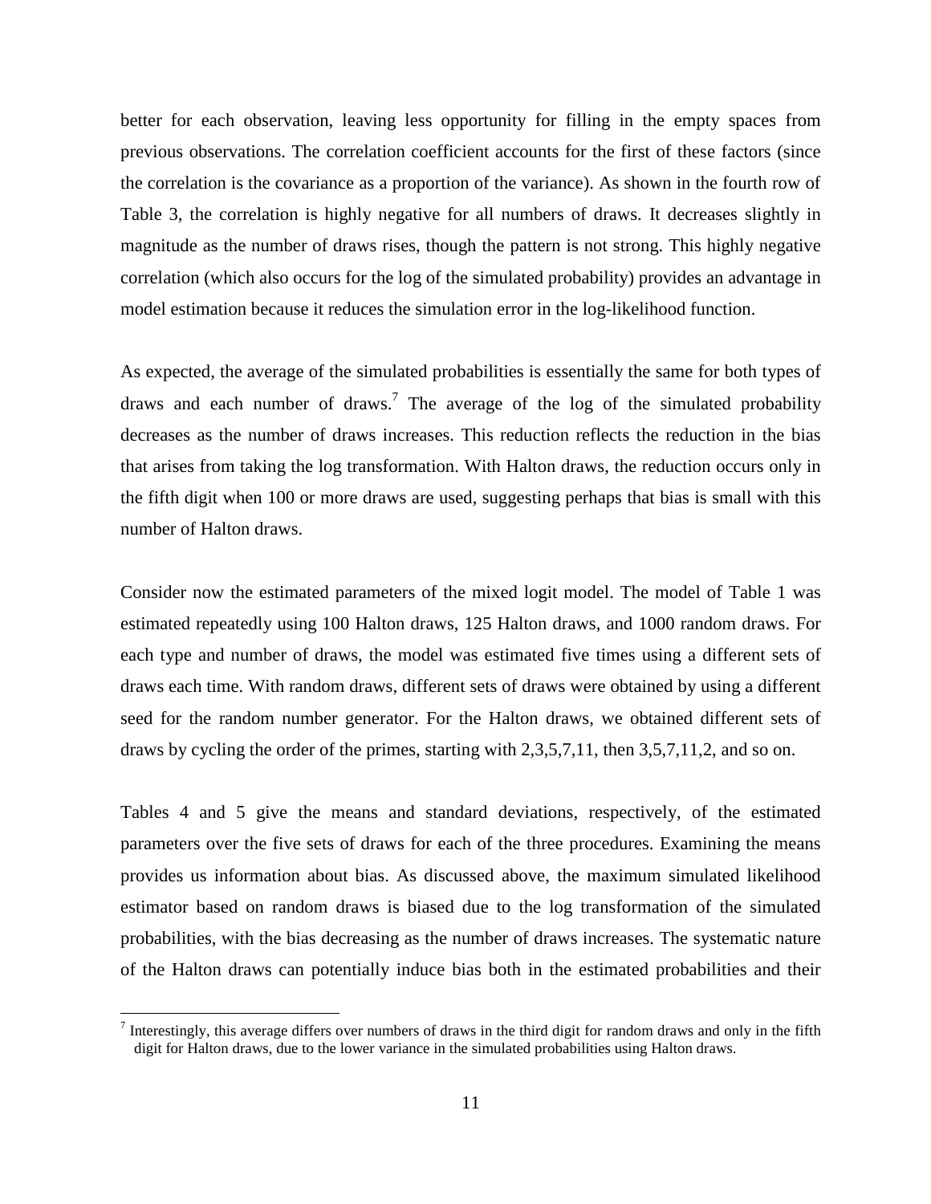better for each observation, leaving less opportunity for filling in the empty spaces from previous observations. The correlation coefficient accounts for the first of these factors (since the correlation is the covariance as a proportion of the variance). As shown in the fourth row of Table 3, the correlation is highly negative for all numbers of draws. It decreases slightly in magnitude as the number of draws rises, though the pattern is not strong. This highly negative correlation (which also occurs for the log of the simulated probability) provides an advantage in model estimation because it reduces the simulation error in the log-likelihood function.

As expected, the average of the simulated probabilities is essentially the same for both types of draws and each number of draws.[7] The average of the log of the simulated probability decreases as the number of draws increases. This reduction reflects the reduction in the bias that arises from taking the log transformation. With Halton draws, the reduction occurs only in the fifth digit when 100 or more draws are used, suggesting perhaps that bias is small with this number of Halton draws.

Consider now the estimated parameters of the mixed logit model. The model of Table 1 was estimated repeatedly using 100 Halton draws, 125 Halton draws, and 1000 random draws. For each type and number of draws, the model was estimated five times using a different sets of draws each time. With random draws, different sets of draws were obtained by using a different seed for the random number generator. For the Halton draws, we obtained different sets of draws by cycling the order of the primes, starting with 2,3,5,7,11, then 3,5,7,11,2, and so on.

Tables 4 and 5 give the means and standard deviations, respectively, of the estimated parameters over the five sets of draws for each of the three procedures. Examining the means provides us information about bias. As discussed above, the maximum simulated likelihood estimator based on random draws is biased due to the log transformation of the simulated probabilities, with the bias decreasing as the number of draws increases. The systematic nature of the Halton draws can potentially induce bias both in the estimated probabilities and their

[7] Interestingly, this average differs over numbers of draws in the third digit for random draws and only in the fifth digit for Halton draws, due to the lower variance in the simulated probabilities using Halton draws.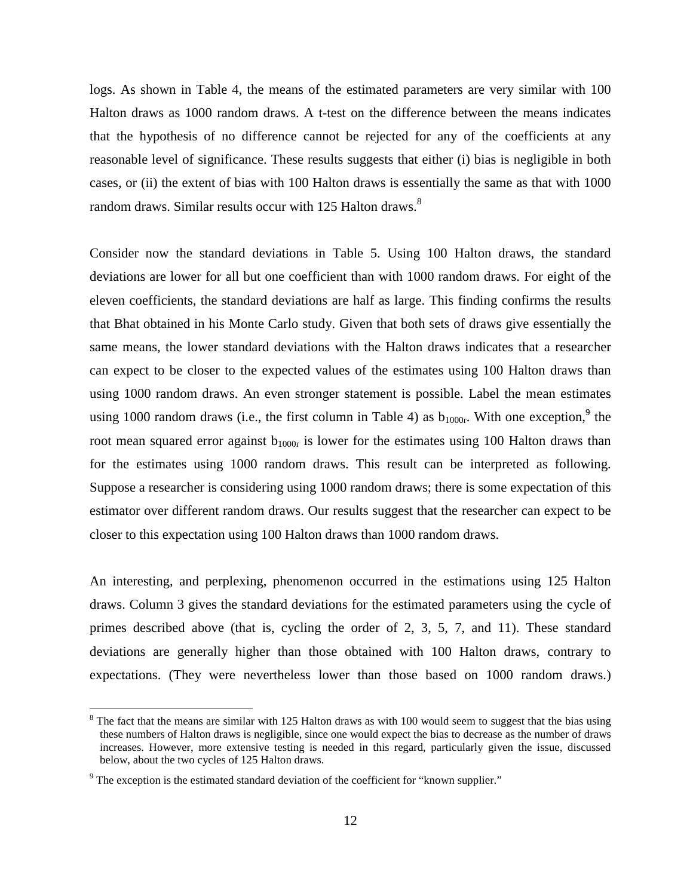logs. As shown in Table 4, the means of the estimated parameters are very similar with 100 Halton draws as 1000 random draws. A t-test on the difference between the means indicates that the hypothesis of no difference cannot be rejected for any of the coefficients at any reasonable level of significance. These results suggests that either (i) bias is negligible in both cases, or (ii) the extent of bias with 100 Halton draws is essentially the same as that with 1000 random draws. Similar results occur with 125 Halton draws.[8]

Consider now the standard deviations in Table 5. Using 100 Halton draws, the standard deviations are lower for all but one coefficient than with 1000 random draws. For eight of the eleven coefficients, the standard deviations are half as large. This finding confirms the results that Bhat obtained in his Monte Carlo study. Given that both sets of draws give essentially the same means, the lower standard deviations with the Halton draws indicates that a researcher can expect to be closer to the expected values of the estimates using 100 Halton draws than using 1000 random draws. An even stronger statement is possible. Label the mean estimates using 1000 random draws (i.e., the first column in Table 4) as $b_{1000r}$. With one exception,[9] the root mean squared error against $b_{1000r}$ is lower for the estimates using 100 Halton draws than for the estimates using 1000 random draws. This result can be interpreted as following. Suppose a researcher is considering using 1000 random draws; there is some expectation of this estimator over different random draws. Our results suggest that the researcher can expect to be closer to this expectation using 100 Halton draws than 1000 random draws.

An interesting, and perplexing, phenomenon occurred in the estimations using 125 Halton draws. Column 3 gives the standard deviations for the estimated parameters using the cycle of primes described above (that is, cycling the order of 2, 3, 5, 7, and 11). These standard deviations are generally higher than those obtained with 100 Halton draws, contrary to expectations. (They were nevertheless lower than those based on 1000 random draws.)

---

[8] The fact that the means are similar with 125 Halton draws as with 100 would seem to suggest that the bias using these numbers of Halton draws is negligible, since one would expect the bias to decrease as the number of draws increases. However, more extensive testing is needed in this regard, particularly given the issue, discussed below, about the two cycles of 125 Halton draws.

[9] The exception is the estimated standard deviation of the coefficient for "known supplier."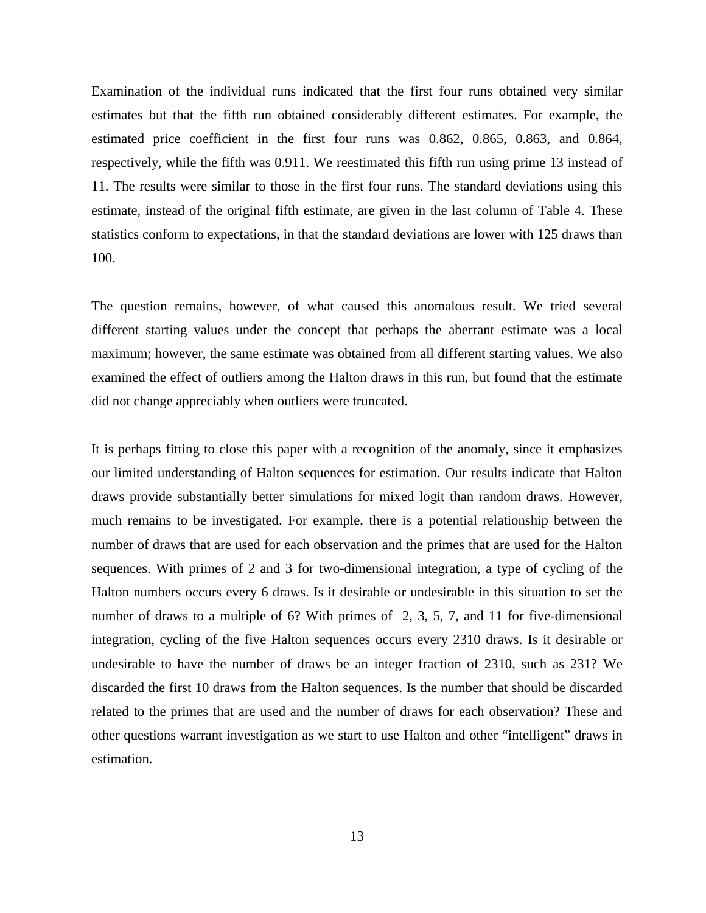Examination of the individual runs indicated that the first four runs obtained very similar estimates but that the fifth run obtained considerably different estimates. For example, the estimated price coefficient in the first four runs was 0.862, 0.865, 0.863, and 0.864, respectively, while the fifth was 0.911. We reestimated this fifth run using prime 13 instead of 11. The results were similar to those in the first four runs. The standard deviations using this estimate, instead of the original fifth estimate, are given in the last column of Table 4. These statistics conform to expectations, in that the standard deviations are lower with 125 draws than 100.

The question remains, however, of what caused this anomalous result. We tried several different starting values under the concept that perhaps the aberrant estimate was a local maximum; however, the same estimate was obtained from all different starting values. We also examined the effect of outliers among the Halton draws in this run, but found that the estimate did not change appreciably when outliers were truncated.

It is perhaps fitting to close this paper with a recognition of the anomaly, since it emphasizes our limited understanding of Halton sequences for estimation. Our results indicate that Halton draws provide substantially better simulations for mixed logit than random draws. However, much remains to be investigated. For example, there is a potential relationship between the number of draws that are used for each observation and the primes that are used for the Halton sequences. With primes of 2 and 3 for two-dimensional integration, a type of cycling of the Halton numbers occurs every 6 draws. Is it desirable or undesirable in this situation to set the number of draws to a multiple of 6? With primes of 2, 3, 5, 7, and 11 for five-dimensional integration, cycling of the five Halton sequences occurs every 2310 draws. Is it desirable or undesirable to have the number of draws be an integer fraction of 2310, such as 231? We discarded the first 10 draws from the Halton sequences. Is the number that should be discarded related to the primes that are used and the number of draws for each observation? These and other questions warrant investigation as we start to use Halton and other "intelligent" draws in estimation.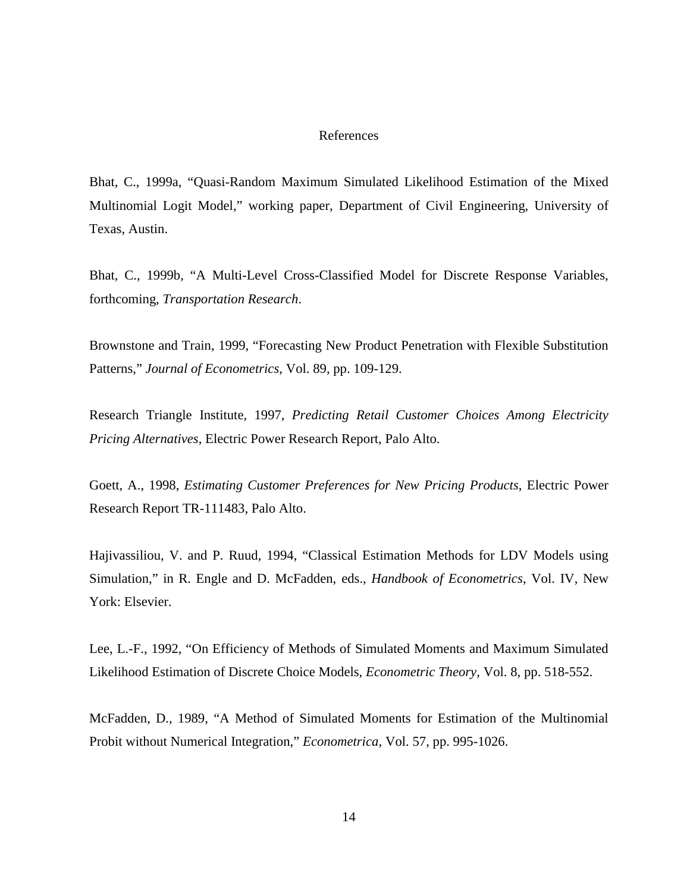# References

Bhat, C., 1999a, "Quasi-Random Maximum Simulated Likelihood Estimation of the Mixed Multinomial Logit Model," working paper, Department of Civil Engineering, University of Texas, Austin.

Bhat, C., 1999b, "A Multi-Level Cross-Classified Model for Discrete Response Variables, forthcoming, *Transportation Research*.

Brownstone and Train, 1999, "Forecasting New Product Penetration with Flexible Substitution Patterns," *Journal of Econometrics*, Vol. 89, pp. 109-129.

Research Triangle Institute, 1997, *Predicting Retail Customer Choices Among Electricity Pricing Alternatives*, Electric Power Research Report, Palo Alto.

Goett, A., 1998, *Estimating Customer Preferences for New Pricing Products*, Electric Power Research Report TR-111483, Palo Alto.

Hajivassiliou, V. and P. Ruud, 1994, "Classical Estimation Methods for LDV Models using Simulation," in R. Engle and D. McFadden, eds., *Handbook of Econometrics*, Vol. IV, New York: Elsevier.

Lee, L.-F., 1992, "On Efficiency of Methods of Simulated Moments and Maximum Simulated Likelihood Estimation of Discrete Choice Models, *Econometric Theory*, Vol. 8, pp. 518-552.

McFadden, D., 1989, "A Method of Simulated Moments for Estimation of the Multinomial Probit without Numerical Integration," *Econometrica*, Vol. 57, pp. 995-1026.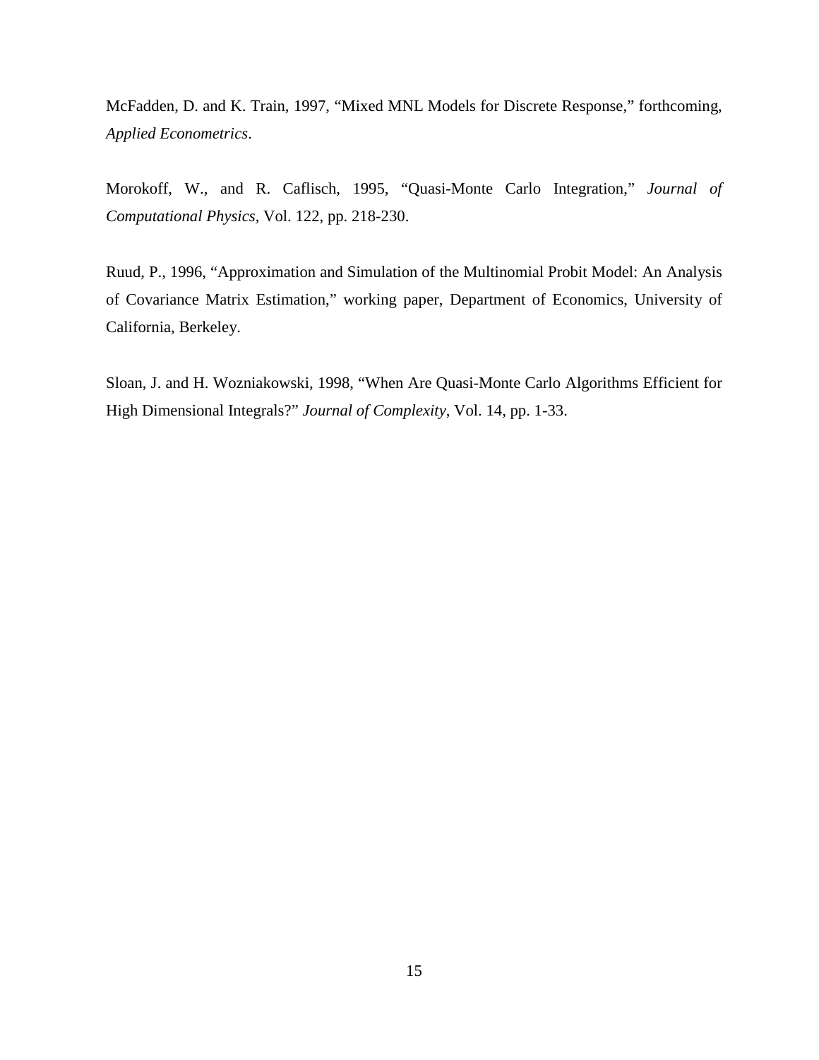McFadden, D. and K. Train, 1997, "Mixed MNL Models for Discrete Response," forthcoming, *Applied Econometrics*.

Morokoff, W., and R. Caflisch, 1995, "Quasi-Monte Carlo Integration," *Journal of Computational Physics*, Vol. 122, pp. 218-230.

Ruud, P., 1996, "Approximation and Simulation of the Multinomial Probit Model: An Analysis of Covariance Matrix Estimation," working paper, Department of Economics, University of California, Berkeley.

Sloan, J. and H. Wozniakowski, 1998, "When Are Quasi-Monte Carlo Algorithms Efficient for High Dimensional Integrals?" *Journal of Complexity*, Vol. 14, pp. 1-33.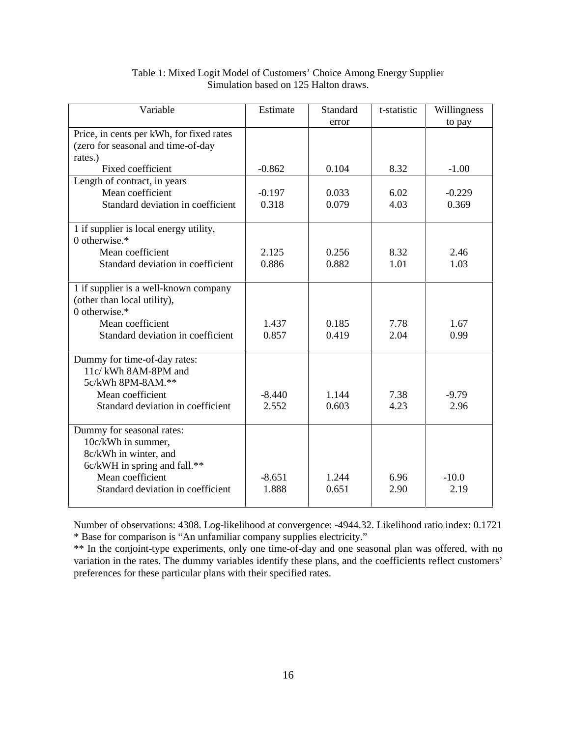Table 1: Mixed Logit Model of Customers' Choice Among Energy Supplier
Simulation based on 125 Halton draws.

| Variable | Estimate | Standard error | t-statistic | Willingness to pay |
|---|---|---|---|---|
| Price, in cents per kWh, for fixed rates (zero for seasonal and time-of-day rates.) | | | | |
| Fixed coefficient | -0.862 | 0.104 | 8.32 | -1.00 |
| Length of contract, in years | | | | |
| Mean coefficient | -0.197 | 0.033 | 6.02 | -0.229 |
| Standard deviation in coefficient | 0.318 | 0.079 | 4.03 | 0.369 |
| 1 if supplier is local energy utility, 0 otherwise.* | | | | |
| Mean coefficient | 2.125 | 0.256 | 8.32 | 2.46 |
| Standard deviation in coefficient | 0.886 | 0.882 | 1.01 | 1.03 |
| 1 if supplier is a well-known company (other than local utility), 0 otherwise.* | | | | |
| Mean coefficient | 1.437 | 0.185 | 7.78 | 1.67 |
| Standard deviation in coefficient | 0.857 | 0.419 | 2.04 | 0.99 |
| Dummy for time-of-day rates: 11c/ kWh 8AM-8PM and 5c/kWh 8PM-8AM.** | | | | |
| Mean coefficient | -8.440 | 1.144 | 7.38 | -9.79 |
| Standard deviation in coefficient | 2.552 | 0.603 | 4.23 | 2.96 |
| Dummy for seasonal rates: 10c/kWh in summer, 8c/kWh in winter, and 6c/kWH in spring and fall.** | | | | |
| Mean coefficient | -8.651 | 1.244 | 6.96 | -10.0 |
| Standard deviation in coefficient | 1.888 | 0.651 | 2.90 | 2.19 |

Number of observations: 4308. Log-likelihood at convergence: -4944.32. Likelihood ratio index: 0.1721

* Base for comparison is "An unfamiliar company supplies electricity."

** In the conjoint-type experiments, only one time-of-day and one seasonal plan was offered, with no variation in the rates. The dummy variables identify these plans, and the coefficients reflect customers' preferences for these particular plans with their specified rates.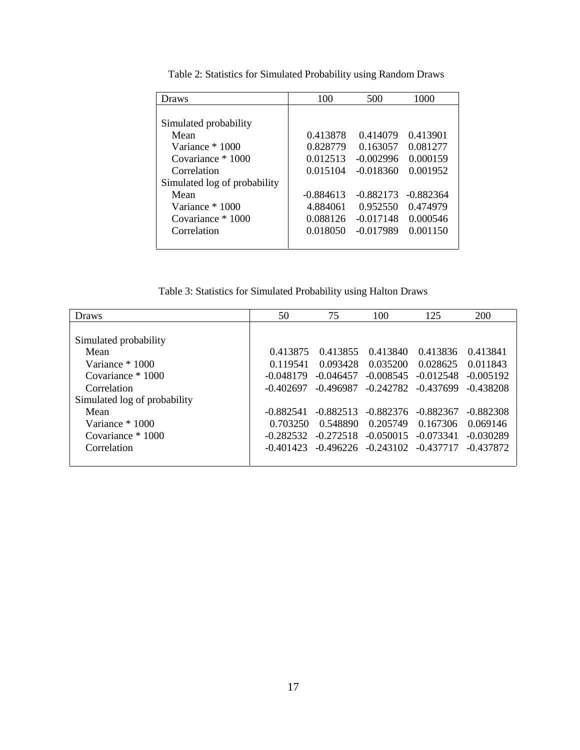Table 2: Statistics for Simulated Probability using Random Draws

| Draws | 100 | 500 | 1000 |
|---|---|---|---|
| Simulated probability | | | |
| Mean | 0.413878 | 0.414079 | 0.413901 |
| Variance * 1000 | 0.828779 | 0.163057 | 0.081277 |
| Covariance * 1000 | 0.012513 | -0.002996 | 0.000159 |
| Correlation | 0.015104 | -0.018360 | 0.001952 |
| Simulated log of probability | | | |
| Mean | -0.884613 | -0.882173 | -0.882364 |
| Variance * 1000 | 4.884061 | 0.952550 | 0.474979 |
| Covariance * 1000 | 0.088126 | -0.017148 | 0.000546 |
| Correlation | 0.018050 | -0.017989 | 0.001150 |

Table 3: Statistics for Simulated Probability using Halton Draws

| Draws | 50 | 75 | 100 | 125 | 200 |
|---|---|---|---|---|---|
| Simulated probability | | | | | |
| Mean | 0.413875 | 0.413855 | 0.413840 | 0.413836 | 0.413841 |
| Variance * 1000 | 0.119541 | 0.093428 | 0.035200 | 0.028625 | 0.011843 |
| Covariance * 1000 | -0.048179 | -0.046457 | -0.008545 | -0.012548 | -0.005192 |
| Correlation | -0.402697 | -0.496987 | -0.242782 | -0.437699 | -0.438208 |
| Simulated log of probability | | | | | |
| Mean | -0.882541 | -0.882513 | -0.882376 | -0.882367 | -0.882308 |
| Variance * 1000 | 0.703250 | 0.548890 | 0.205749 | 0.167306 | 0.069146 |
| Covariance * 1000 | -0.282532 | -0.272518 | -0.050015 | -0.073341 | -0.030289 |
| Correlation | -0.401423 | -0.496226 | -0.243102 | -0.437717 | -0.437872 |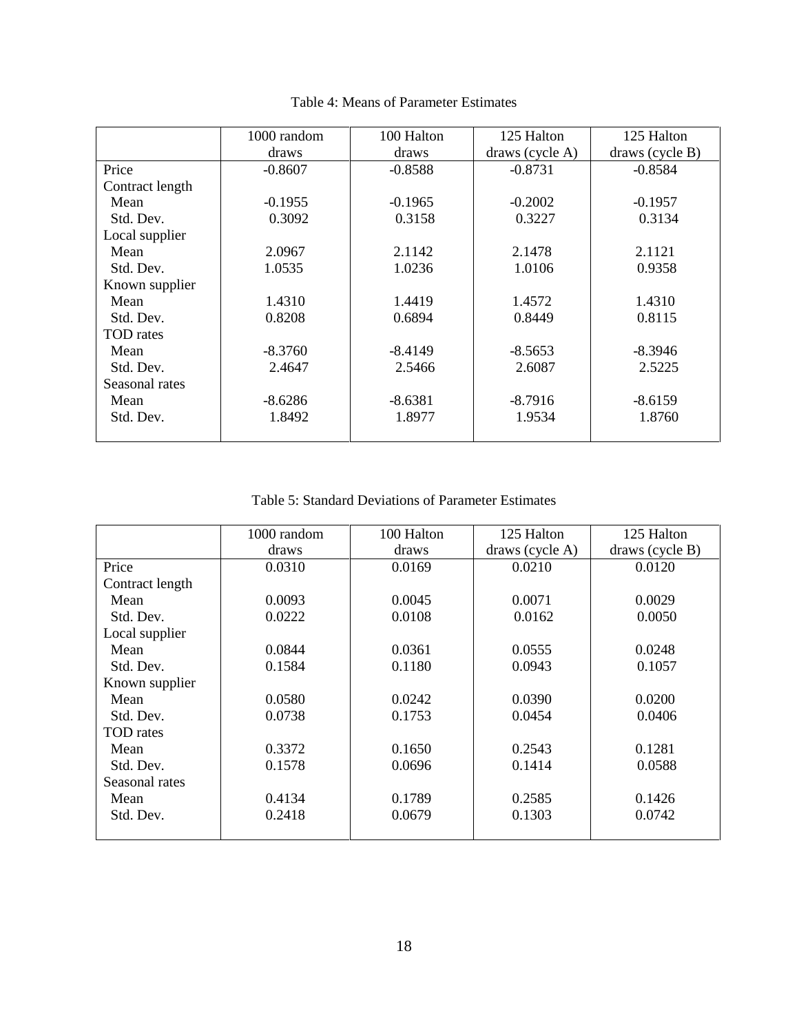Table 4: Means of Parameter Estimates

| | 1000 random draws | 100 Halton draws | 125 Halton draws (cycle A) | 125 Halton draws (cycle B) |
|---|---|---|---|---|
| Price | -0.8607 | -0.8588 | -0.8731 | -0.8584 |
| Contract length | | | | |
| Mean | -0.1955 | -0.1965 | -0.2002 | -0.1957 |
| Std. Dev. | 0.3092 | 0.3158 | 0.3227 | 0.3134 |
| Local supplier | | | | |
| Mean | 2.0967 | 2.1142 | 2.1478 | 2.1121 |
| Std. Dev. | 1.0535 | 1.0236 | 1.0106 | 0.9358 |
| Known supplier | | | | |
| Mean | 1.4310 | 1.4419 | 1.4572 | 1.4310 |
| Std. Dev. | 0.8208 | 0.6894 | 0.8449 | 0.8115 |
| TOD rates | | | | |
| Mean | -8.3760 | -8.4149 | -8.5653 | -8.3946 |
| Std. Dev. | 2.4647 | 2.5466 | 2.6087 | 2.5225 |
| Seasonal rates | | | | |
| Mean | -8.6286 | -8.6381 | -8.7916 | -8.6159 |
| Std. Dev. | 1.8492 | 1.8977 | 1.9534 | 1.8760 |

Table 5: Standard Deviations of Parameter Estimates

| | 1000 random draws | 100 Halton draws | 125 Halton draws (cycle A) | 125 Halton draws (cycle B) |
|---|---|---|---|---|
| Price | 0.0310 | 0.0169 | 0.0210 | 0.0120 |
| Contract length | | | | |
| Mean | 0.0093 | 0.0045 | 0.0071 | 0.0029 |
| Std. Dev. | 0.0222 | 0.0108 | 0.0162 | 0.0050 |
| Local supplier | | | | |
| Mean | 0.0844 | 0.0361 | 0.0555 | 0.0248 |
| Std. Dev. | 0.1584 | 0.1180 | 0.0943 | 0.1057 |
| Known supplier | | | | |
| Mean | 0.0580 | 0.0242 | 0.0390 | 0.0200 |
| Std. Dev. | 0.0738 | 0.1753 | 0.0454 | 0.0406 |
| TOD rates | | | | |
| Mean | 0.3372 | 0.1650 | 0.2543 | 0.1281 |
| Std. Dev. | 0.1578 | 0.0696 | 0.1414 | 0.0588 |
| Seasonal rates | | | | |
| Mean | 0.4134 | 0.1789 | 0.2585 | 0.1426 |
| Std. Dev. | 0.2418 | 0.0679 | 0.1303 | 0.0742 |